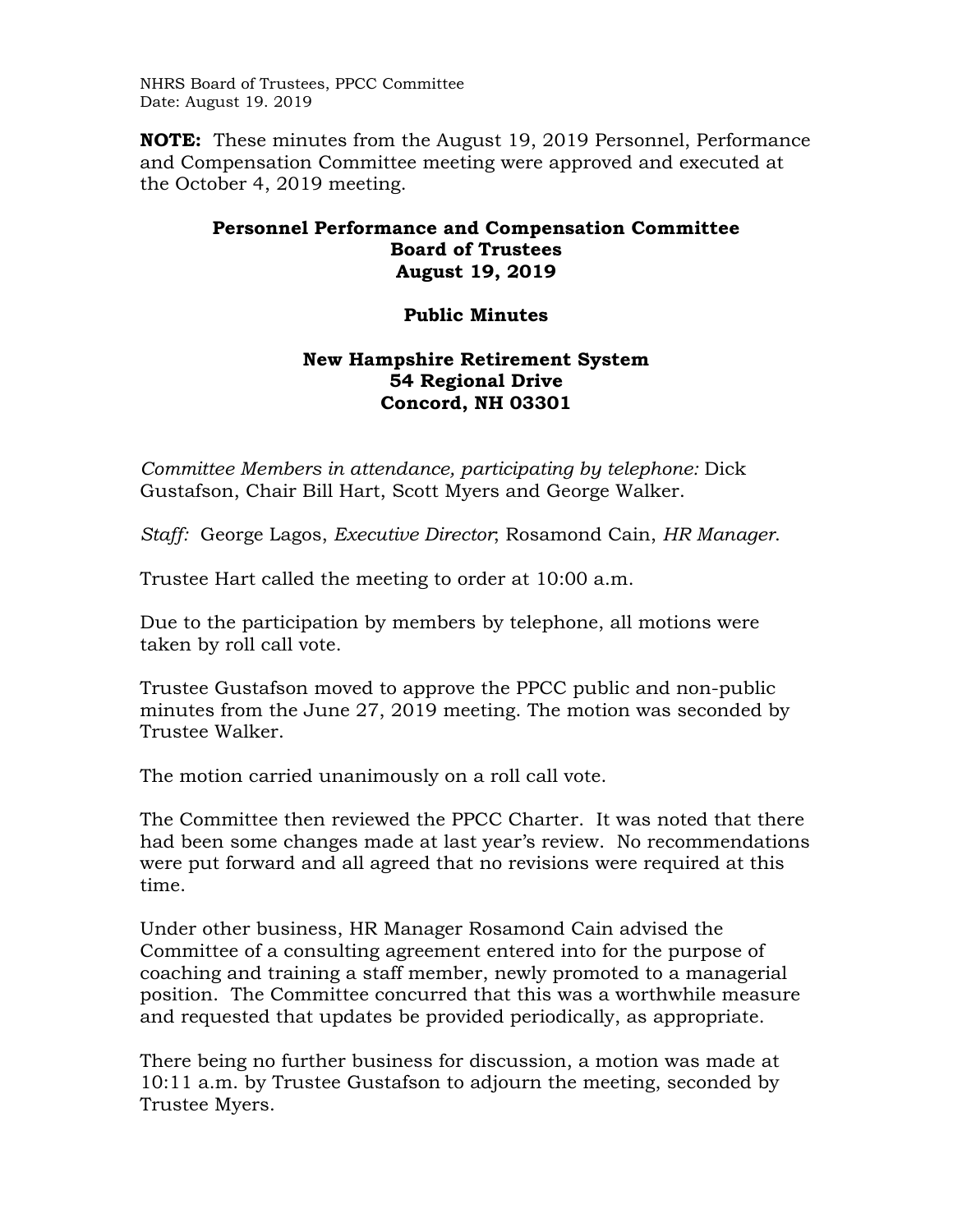**NOTE:** These minutes from the August 19, 2019 Personnel, Performance and Compensation Committee meeting were approved and executed at the October 4, 2019 meeting.

# Personnel Performance and Compensation Committee
# Board of Trustees
# August 19, 2019

## Public Minutes

### New Hampshire Retirement System
### 54 Regional Drive
### Concord, NH 03301

*Committee Members in attendance, participating by telephone:* Dick Gustafson, Chair Bill Hart, Scott Myers and George Walker.

*Staff:* George Lagos, *Executive Director*; Rosamond Cain, *HR Manager*.

Trustee Hart called the meeting to order at 10:00 a.m.

Due to the participation by members by telephone, all motions were taken by roll call vote.

Trustee Gustafson moved to approve the PPCC public and non-public minutes from the June 27, 2019 meeting. The motion was seconded by Trustee Walker.

The motion carried unanimously on a roll call vote.

The Committee then reviewed the PPCC Charter. It was noted that there had been some changes made at last year's review. No recommendations were put forward and all agreed that no revisions were required at this time.

Under other business, HR Manager Rosamond Cain advised the Committee of a consulting agreement entered into for the purpose of coaching and training a staff member, newly promoted to a managerial position. The Committee concurred that this was a worthwhile measure and requested that updates be provided periodically, as appropriate.

There being no further business for discussion, a motion was made at 10:11 a.m. by Trustee Gustafson to adjourn the meeting, seconded by Trustee Myers.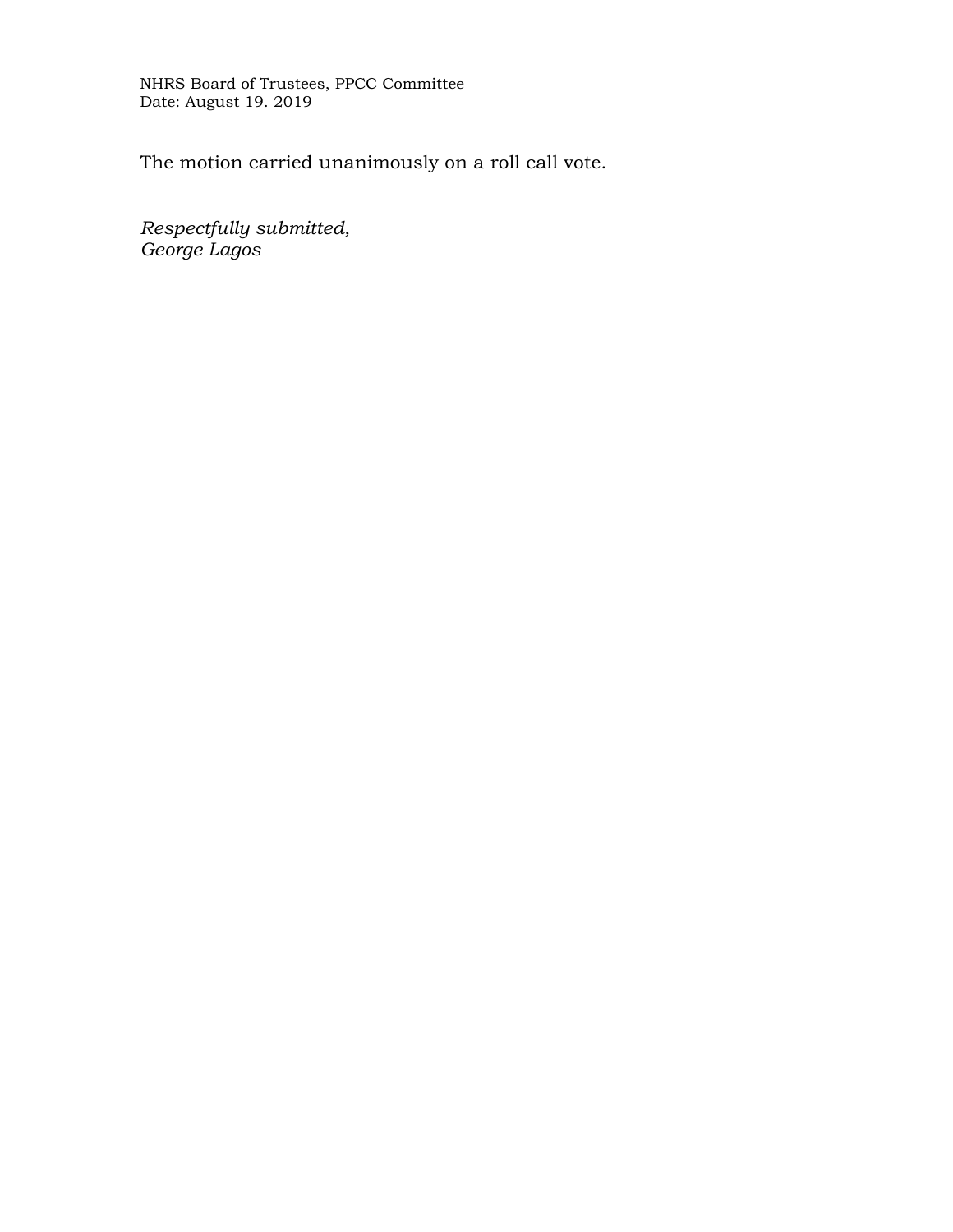The motion carried unanimously on a roll call vote.

*Respectfully submitted,*
*George Lagos*